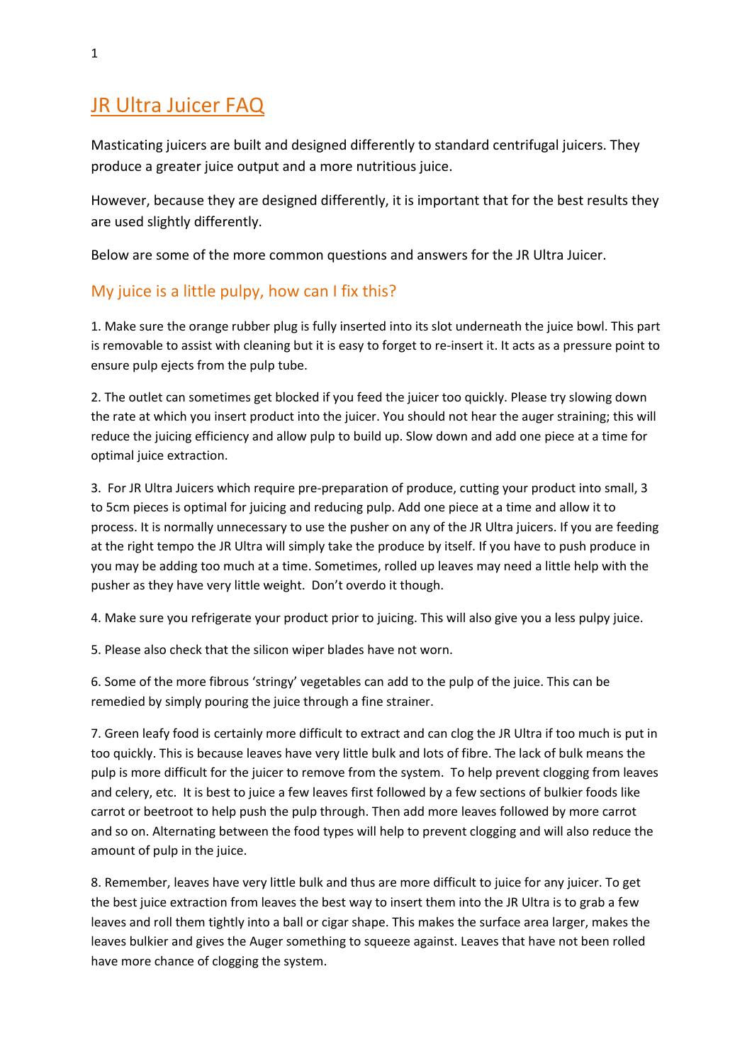# JR Ultra Juicer FAQ

Masticating juicers are built and designed differently to standard centrifugal juicers. They produce a greater juice output and a more nutritious juice.

However, because they are designed differently, it is important that for the best results they are used slightly differently.

Below are some of the more common questions and answers for the JR Ultra Juicer.

## My juice is a little pulpy, how can I fix this?

1. Make sure the orange rubber plug is fully inserted into its slot underneath the juice bowl. This part is removable to assist with cleaning but it is easy to forget to re-insert it. It acts as a pressure point to ensure pulp ejects from the pulp tube.

2. The outlet can sometimes get blocked if you feed the juicer too quickly. Please try slowing down the rate at which you insert product into the juicer. You should not hear the auger straining; this will reduce the juicing efficiency and allow pulp to build up. Slow down and add one piece at a time for optimal juice extraction.

3. For JR Ultra Juicers which require pre-preparation of produce, cutting your product into small, 3 to 5cm pieces is optimal for juicing and reducing pulp. Add one piece at a time and allow it to process. It is normally unnecessary to use the pusher on any of the JR Ultra juicers. If you are feeding at the right tempo the JR Ultra will simply take the produce by itself. If you have to push produce in you may be adding too much at a time. Sometimes, rolled up leaves may need a little help with the pusher as they have very little weight. Don't overdo it though.

4. Make sure you refrigerate your product prior to juicing. This will also give you a less pulpy juice.

5. Please also check that the silicon wiper blades have not worn.

6. Some of the more fibrous 'stringy' vegetables can add to the pulp of the juice. This can be remedied by simply pouring the juice through a fine strainer.

7. Green leafy food is certainly more difficult to extract and can clog the JR Ultra if too much is put in too quickly. This is because leaves have very little bulk and lots of fibre. The lack of bulk means the pulp is more difficult for the juicer to remove from the system. To help prevent clogging from leaves and celery, etc. It is best to juice a few leaves first followed by a few sections of bulkier foods like carrot or beetroot to help push the pulp through. Then add more leaves followed by more carrot and so on. Alternating between the food types will help to prevent clogging and will also reduce the amount of pulp in the juice.

8. Remember, leaves have very little bulk and thus are more difficult to juice for any juicer. To get the best juice extraction from leaves the best way to insert them into the JR Ultra is to grab a few leaves and roll them tightly into a ball or cigar shape. This makes the surface area larger, makes the leaves bulkier and gives the Auger something to squeeze against. Leaves that have not been rolled have more chance of clogging the system.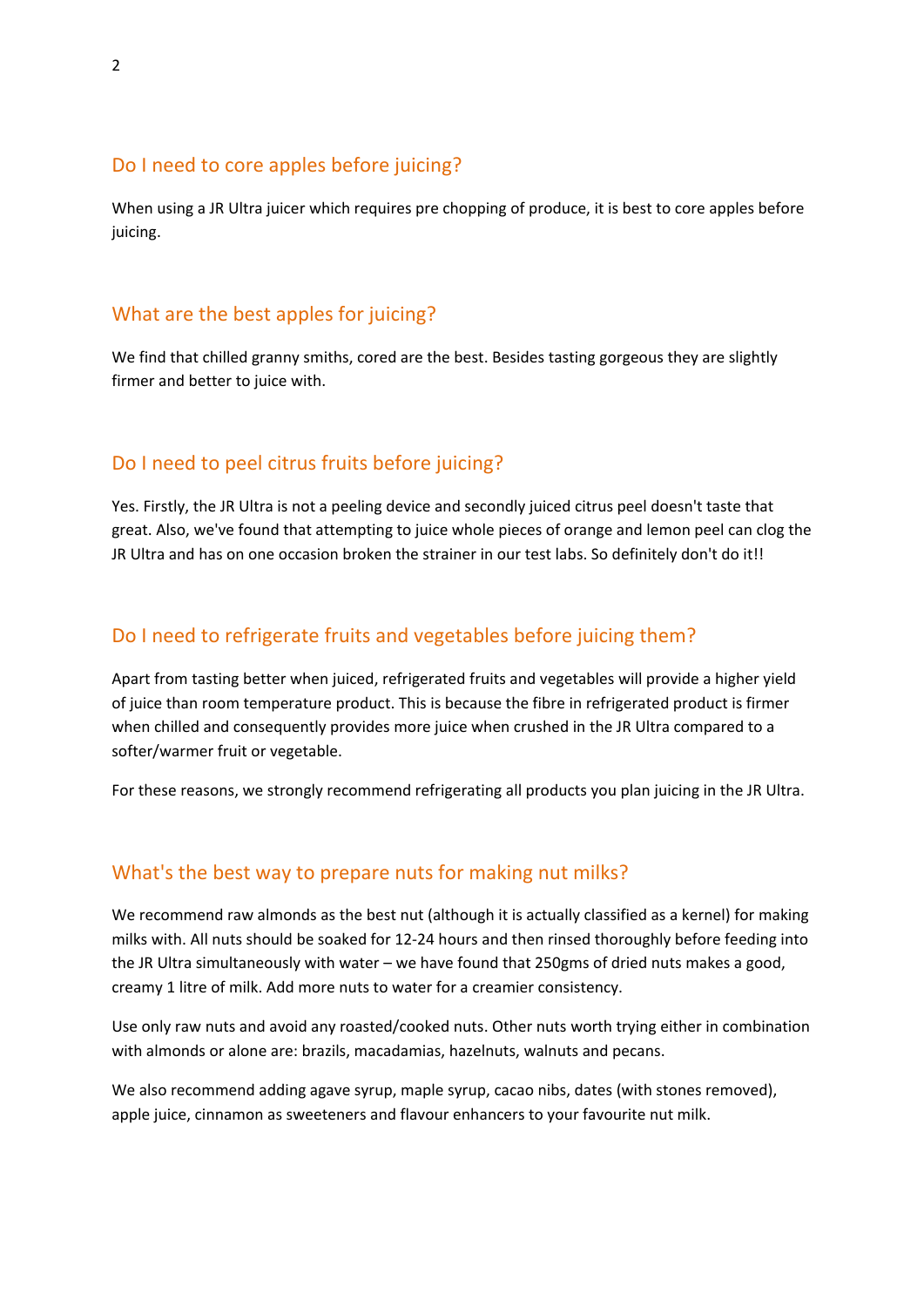## Do I need to core apples before juicing?

When using a JR Ultra juicer which requires pre chopping of produce, it is best to core apples before juicing.

## What are the best apples for juicing?

We find that chilled granny smiths, cored are the best. Besides tasting gorgeous they are slightly firmer and better to juice with.

## Do I need to peel citrus fruits before juicing?

Yes. Firstly, the JR Ultra is not a peeling device and secondly juiced citrus peel doesn't taste that great. Also, we've found that attempting to juice whole pieces of orange and lemon peel can clog the JR Ultra and has on one occasion broken the strainer in our test labs. So definitely don't do it!!

## Do I need to refrigerate fruits and vegetables before juicing them?

Apart from tasting better when juiced, refrigerated fruits and vegetables will provide a higher yield of juice than room temperature product. This is because the fibre in refrigerated product is firmer when chilled and consequently provides more juice when crushed in the JR Ultra compared to a softer/warmer fruit or vegetable.

For these reasons, we strongly recommend refrigerating all products you plan juicing in the JR Ultra.

## What's the best way to prepare nuts for making nut milks?

We recommend raw almonds as the best nut (although it is actually classified as a kernel) for making milks with. All nuts should be soaked for 12-24 hours and then rinsed thoroughly before feeding into the JR Ultra simultaneously with water – we have found that 250gms of dried nuts makes a good, creamy 1 litre of milk. Add more nuts to water for a creamier consistency.

Use only raw nuts and avoid any roasted/cooked nuts. Other nuts worth trying either in combination with almonds or alone are: brazils, macadamias, hazelnuts, walnuts and pecans.

We also recommend adding agave syrup, maple syrup, cacao nibs, dates (with stones removed), apple juice, cinnamon as sweeteners and flavour enhancers to your favourite nut milk.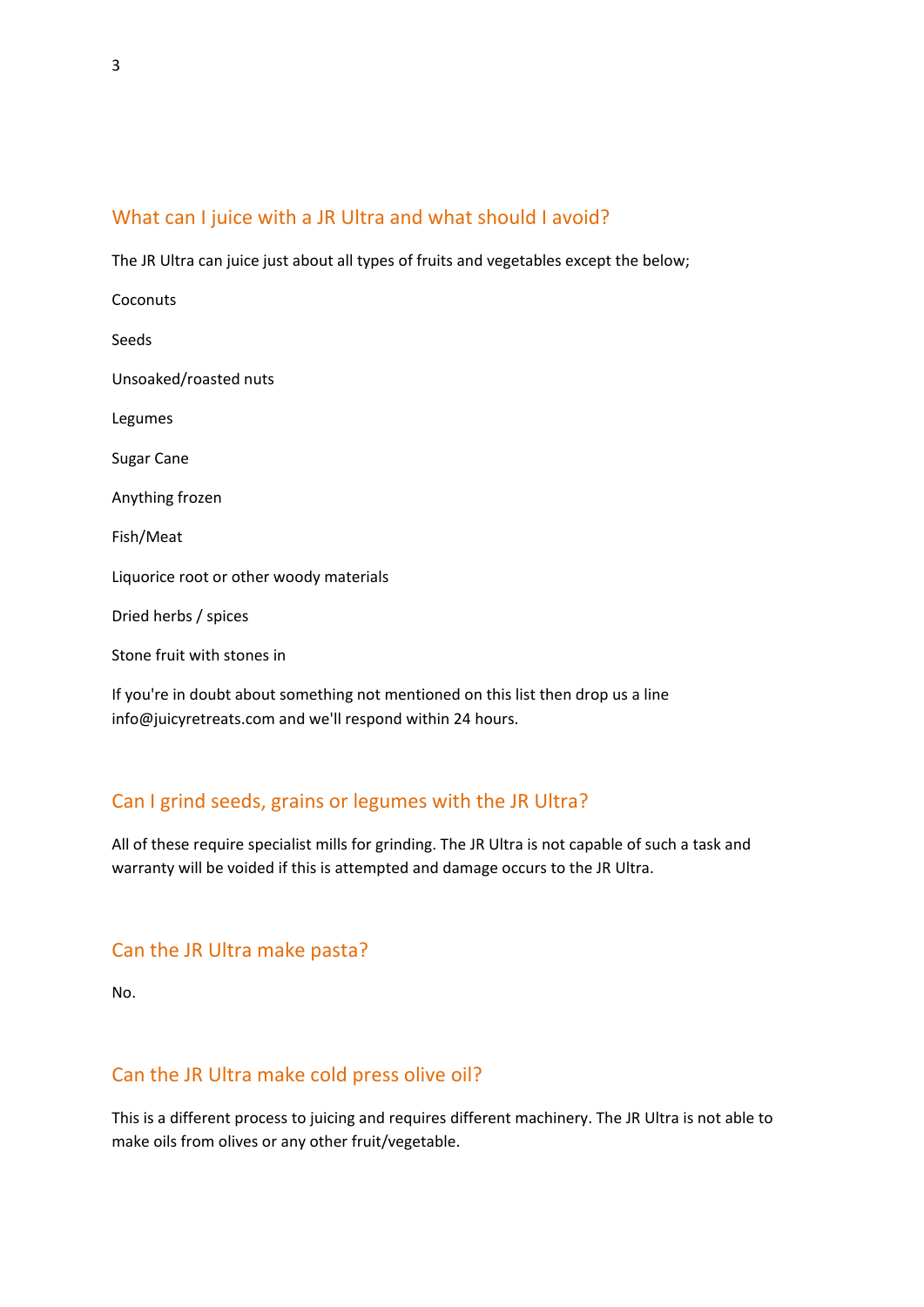## What can I juice with a JR Ultra and what should I avoid?

The JR Ultra can juice just about all types of fruits and vegetables except the below;

Coconuts

Seeds

Unsoaked/roasted nuts

Legumes

Sugar Cane

Anything frozen

Fish/Meat

Liquorice root or other woody materials

Dried herbs / spices

Stone fruit with stones in

If you're in doubt about something not mentioned on this list then drop us a line info@juicyretreats.com and we'll respond within 24 hours.

## Can I grind seeds, grains or legumes with the JR Ultra?

All of these require specialist mills for grinding. The JR Ultra is not capable of such a task and warranty will be voided if this is attempted and damage occurs to the JR Ultra.

## Can the JR Ultra make pasta?

No.

## Can the JR Ultra make cold press olive oil?

This is a different process to juicing and requires different machinery. The JR Ultra is not able to make oils from olives or any other fruit/vegetable.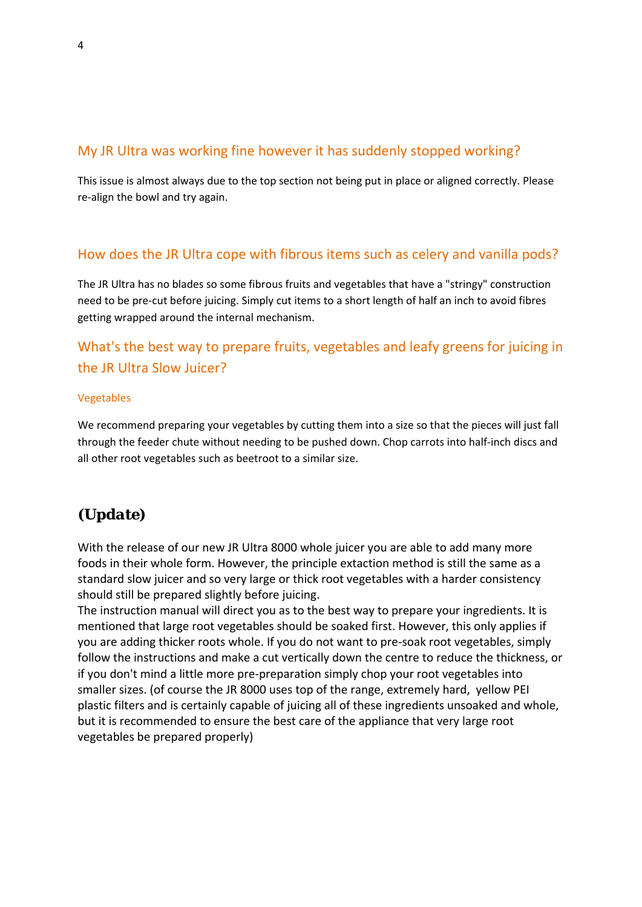## My JR Ultra was working fine however it has suddenly stopped working?

This issue is almost always due to the top section not being put in place or aligned correctly. Please re-align the bowl and try again.

## How does the JR Ultra cope with fibrous items such as celery and vanilla pods?

The JR Ultra has no blades so some fibrous fruits and vegetables that have a "stringy" construction need to be pre-cut before juicing. Simply cut items to a short length of half an inch to avoid fibres getting wrapped around the internal mechanism.

## What's the best way to prepare fruits, vegetables and leafy greens for juicing in the JR Ultra Slow Juicer?

### Vegetables

We recommend preparing your vegetables by cutting them into a size so that the pieces will just fall through the feeder chute without needing to be pushed down. Chop carrots into half-inch discs and all other root vegetables such as beetroot to a similar size.

## (Update)

With the release of our new JR Ultra 8000 whole juicer you are able to add many more foods in their whole form. However, the principle extaction method is still the same as a standard slow juicer and so very large or thick root vegetables with a harder consistency should still be prepared slightly before juicing.
The instruction manual will direct you as to the best way to prepare your ingredients. It is mentioned that large root vegetables should be soaked first. However, this only applies if you are adding thicker roots whole. If you do not want to pre-soak root vegetables, simply follow the instructions and make a cut vertically down the centre to reduce the thickness, or if you don't mind a little more pre-preparation simply chop your root vegetables into smaller sizes. (of course the JR 8000 uses top of the range, extremely hard, yellow PEI plastic filters and is certainly capable of juicing all of these ingredients unsoaked and whole, but it is recommended to ensure the best care of the appliance that very large root vegetables be prepared properly)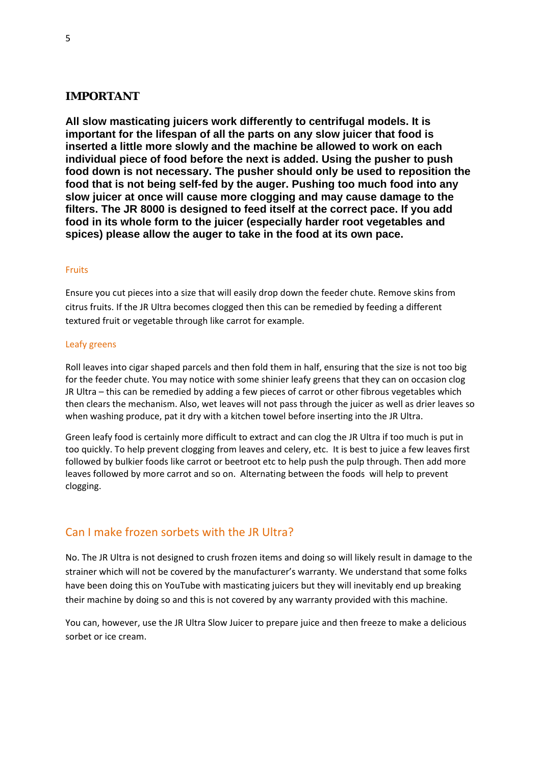## IMPORTANT

**All slow masticating juicers work differently to centrifugal models. It is important for the lifespan of all the parts on any slow juicer that food is inserted a little more slowly and the machine be allowed to work on each individual piece of food before the next is added. Using the pusher to push food down is not necessary. The pusher should only be used to reposition the food that is not being self-fed by the auger. Pushing too much food into any slow juicer at once will cause more clogging and may cause damage to the filters. The JR 8000 is designed to feed itself at the correct pace. If you add food in its whole form to the juicer (especially harder root vegetables and spices) please allow the auger to take in the food at its own pace.**

#### Fruits

Ensure you cut pieces into a size that will easily drop down the feeder chute. Remove skins from citrus fruits. If the JR Ultra becomes clogged then this can be remedied by feeding a different textured fruit or vegetable through like carrot for example.

#### Leafy greens

Roll leaves into cigar shaped parcels and then fold them in half, ensuring that the size is not too big for the feeder chute. You may notice with some shinier leafy greens that they can on occasion clog JR Ultra – this can be remedied by adding a few pieces of carrot or other fibrous vegetables which then clears the mechanism. Also, wet leaves will not pass through the juicer as well as drier leaves so when washing produce, pat it dry with a kitchen towel before inserting into the JR Ultra.

Green leafy food is certainly more difficult to extract and can clog the JR Ultra if too much is put in too quickly. To help prevent clogging from leaves and celery, etc. It is best to juice a few leaves first followed by bulkier foods like carrot or beetroot etc to help push the pulp through. Then add more leaves followed by more carrot and so on. Alternating between the foods will help to prevent clogging.

### Can I make frozen sorbets with the JR Ultra?

No. The JR Ultra is not designed to crush frozen items and doing so will likely result in damage to the strainer which will not be covered by the manufacturer's warranty. We understand that some folks have been doing this on YouTube with masticating juicers but they will inevitably end up breaking their machine by doing so and this is not covered by any warranty provided with this machine.

You can, however, use the JR Ultra Slow Juicer to prepare juice and then freeze to make a delicious sorbet or ice cream.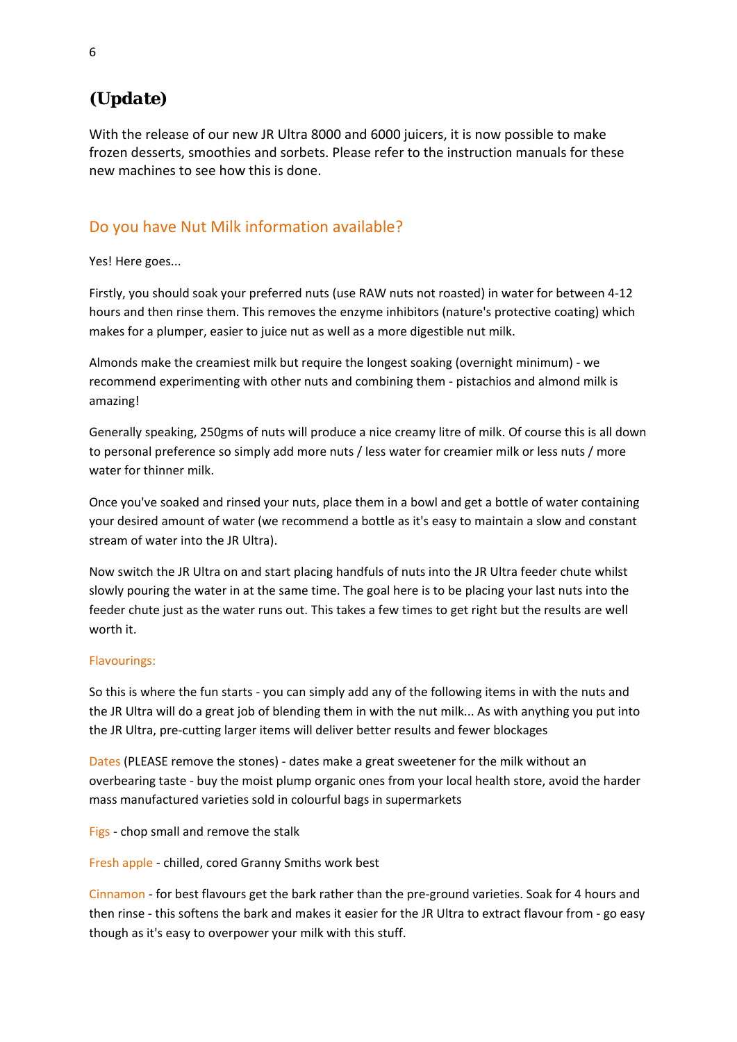## (Update)

With the release of our new JR Ultra 8000 and 6000 juicers, it is now possible to make frozen desserts, smoothies and sorbets. Please refer to the instruction manuals for these new machines to see how this is done.

### Do you have Nut Milk information available?

Yes! Here goes...

Firstly, you should soak your preferred nuts (use RAW nuts not roasted) in water for between 4-12 hours and then rinse them. This removes the enzyme inhibitors (nature's protective coating) which makes for a plumper, easier to juice nut as well as a more digestible nut milk.

Almonds make the creamiest milk but require the longest soaking (overnight minimum) - we recommend experimenting with other nuts and combining them - pistachios and almond milk is amazing!

Generally speaking, 250gms of nuts will produce a nice creamy litre of milk. Of course this is all down to personal preference so simply add more nuts / less water for creamier milk or less nuts / more water for thinner milk.

Once you've soaked and rinsed your nuts, place them in a bowl and get a bottle of water containing your desired amount of water (we recommend a bottle as it's easy to maintain a slow and constant stream of water into the JR Ultra).

Now switch the JR Ultra on and start placing handfuls of nuts into the JR Ultra feeder chute whilst slowly pouring the water in at the same time. The goal here is to be placing your last nuts into the feeder chute just as the water runs out. This takes a few times to get right but the results are well worth it.

#### Flavourings:

So this is where the fun starts - you can simply add any of the following items in with the nuts and the JR Ultra will do a great job of blending them in with the nut milk... As with anything you put into the JR Ultra, pre-cutting larger items will deliver better results and fewer blockages

Dates (PLEASE remove the stones) - dates make a great sweetener for the milk without an overbearing taste - buy the moist plump organic ones from your local health store, avoid the harder mass manufactured varieties sold in colourful bags in supermarkets

Figs - chop small and remove the stalk

Fresh apple - chilled, cored Granny Smiths work best

Cinnamon - for best flavours get the bark rather than the pre-ground varieties. Soak for 4 hours and then rinse - this softens the bark and makes it easier for the JR Ultra to extract flavour from - go easy though as it's easy to overpower your milk with this stuff.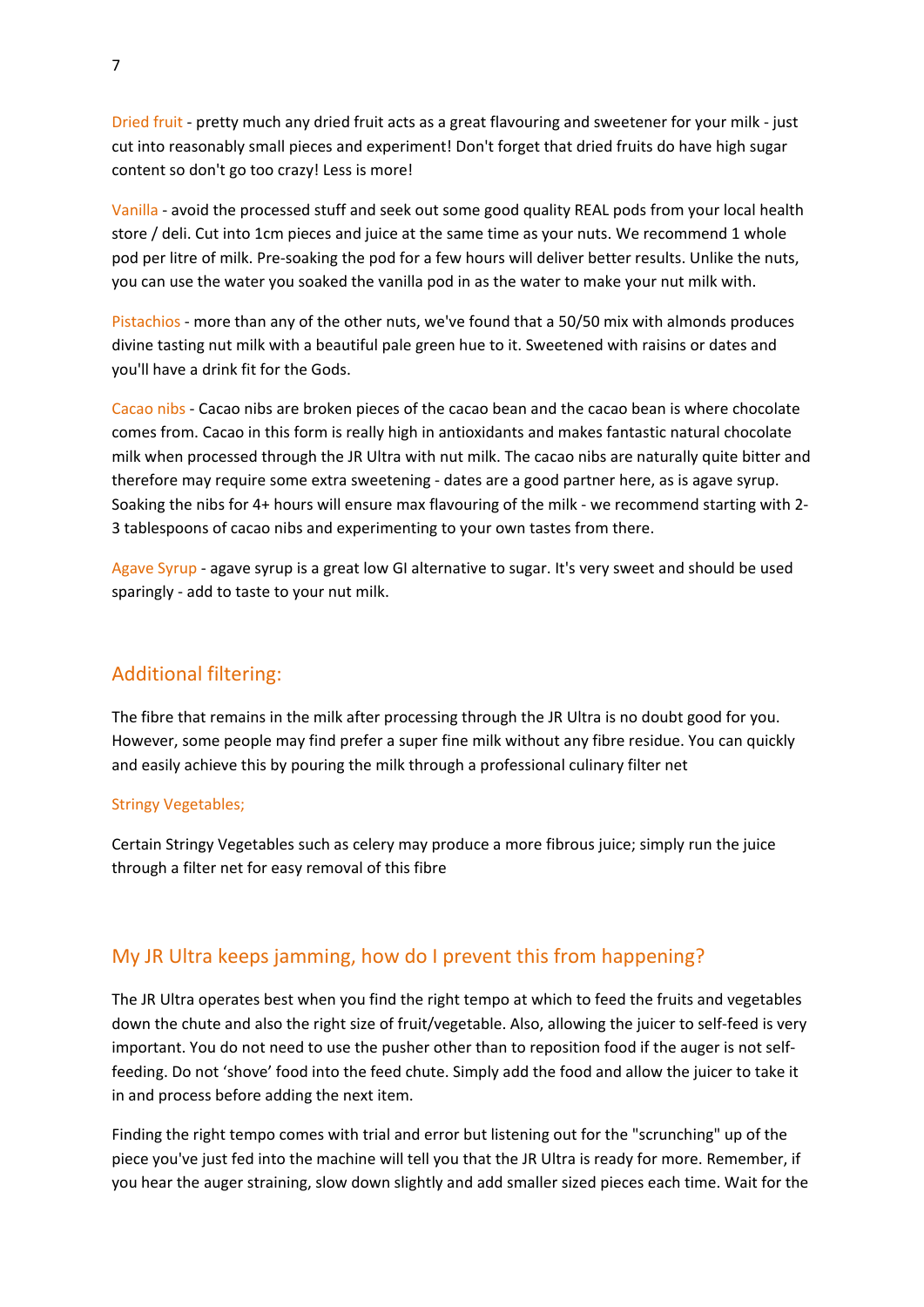Dried fruit - pretty much any dried fruit acts as a great flavouring and sweetener for your milk - just cut into reasonably small pieces and experiment! Don't forget that dried fruits do have high sugar content so don't go too crazy! Less is more!

Vanilla - avoid the processed stuff and seek out some good quality REAL pods from your local health store / deli. Cut into 1cm pieces and juice at the same time as your nuts. We recommend 1 whole pod per litre of milk. Pre-soaking the pod for a few hours will deliver better results. Unlike the nuts, you can use the water you soaked the vanilla pod in as the water to make your nut milk with.

Pistachios - more than any of the other nuts, we've found that a 50/50 mix with almonds produces divine tasting nut milk with a beautiful pale green hue to it. Sweetened with raisins or dates and you'll have a drink fit for the Gods.

Cacao nibs - Cacao nibs are broken pieces of the cacao bean and the cacao bean is where chocolate comes from. Cacao in this form is really high in antioxidants and makes fantastic natural chocolate milk when processed through the JR Ultra with nut milk. The cacao nibs are naturally quite bitter and therefore may require some extra sweetening - dates are a good partner here, as is agave syrup. Soaking the nibs for 4+ hours will ensure max flavouring of the milk - we recommend starting with 2-3 tablespoons of cacao nibs and experimenting to your own tastes from there.

Agave Syrup - agave syrup is a great low GI alternative to sugar. It's very sweet and should be used sparingly - add to taste to your nut milk.

## Additional filtering:

The fibre that remains in the milk after processing through the JR Ultra is no doubt good for you. However, some people may find prefer a super fine milk without any fibre residue. You can quickly and easily achieve this by pouring the milk through a professional culinary filter net

### Stringy Vegetables;

Certain Stringy Vegetables such as celery may produce a more fibrous juice; simply run the juice through a filter net for easy removal of this fibre

## My JR Ultra keeps jamming, how do I prevent this from happening?

The JR Ultra operates best when you find the right tempo at which to feed the fruits and vegetables down the chute and also the right size of fruit/vegetable. Also, allowing the juicer to self-feed is very important. You do not need to use the pusher other than to reposition food if the auger is not self-feeding. Do not 'shove' food into the feed chute. Simply add the food and allow the juicer to take it in and process before adding the next item.

Finding the right tempo comes with trial and error but listening out for the "scrunching" up of the piece you've just fed into the machine will tell you that the JR Ultra is ready for more. Remember, if you hear the auger straining, slow down slightly and add smaller sized pieces each time. Wait for the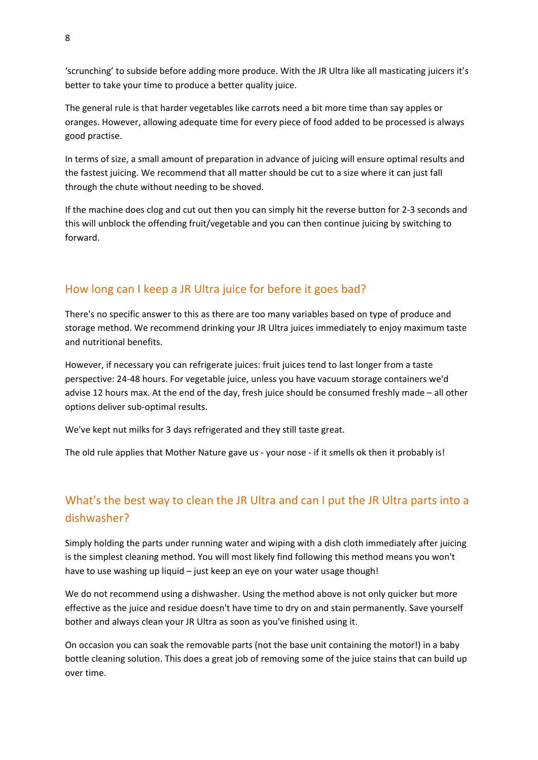'scrunching' to subside before adding more produce. With the JR Ultra like all masticating juicers it's better to take your time to produce a better quality juice.

The general rule is that harder vegetables like carrots need a bit more time than say apples or oranges. However, allowing adequate time for every piece of food added to be processed is always good practise.

In terms of size, a small amount of preparation in advance of juicing will ensure optimal results and the fastest juicing. We recommend that all matter should be cut to a size where it can just fall through the chute without needing to be shoved.

If the machine does clog and cut out then you can simply hit the reverse button for 2-3 seconds and this will unblock the offending fruit/vegetable and you can then continue juicing by switching to forward.

## How long can I keep a JR Ultra juice for before it goes bad?

There's no specific answer to this as there are too many variables based on type of produce and storage method. We recommend drinking your JR Ultra juices immediately to enjoy maximum taste and nutritional benefits.

However, if necessary you can refrigerate juices: fruit juices tend to last longer from a taste perspective: 24-48 hours. For vegetable juice, unless you have vacuum storage containers we'd advise 12 hours max. At the end of the day, fresh juice should be consumed freshly made – all other options deliver sub-optimal results.

We've kept nut milks for 3 days refrigerated and they still taste great.

The old rule applies that Mother Nature gave us - your nose - if it smells ok then it probably is!

## What's the best way to clean the JR Ultra and can I put the JR Ultra parts into a dishwasher?

Simply holding the parts under running water and wiping with a dish cloth immediately after juicing is the simplest cleaning method. You will most likely find following this method means you won't have to use washing up liquid – just keep an eye on your water usage though!

We do not recommend using a dishwasher. Using the method above is not only quicker but more effective as the juice and residue doesn't have time to dry on and stain permanently. Save yourself bother and always clean your JR Ultra as soon as you've finished using it.

On occasion you can soak the removable parts (not the base unit containing the motor!) in a baby bottle cleaning solution. This does a great job of removing some of the juice stains that can build up over time.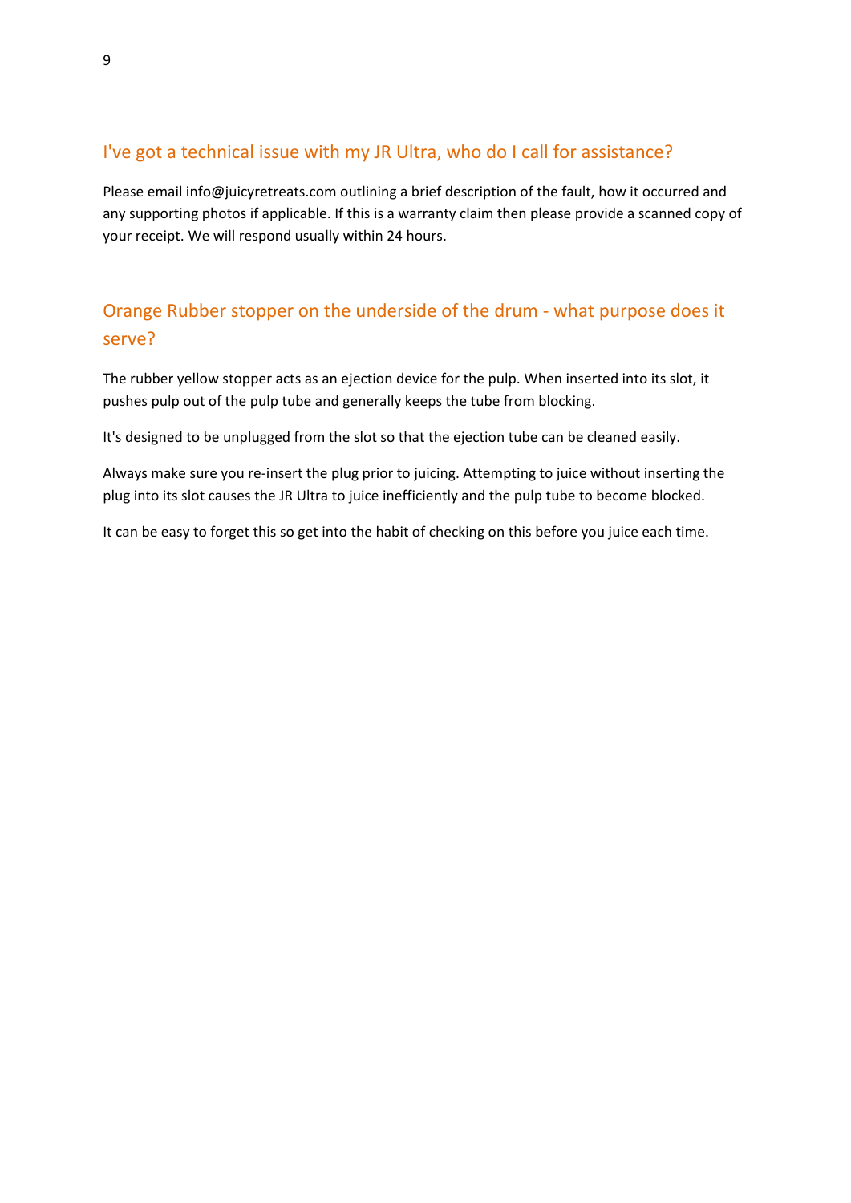## I've got a technical issue with my JR Ultra, who do I call for assistance?

Please email info@juicyretreats.com outlining a brief description of the fault, how it occurred and any supporting photos if applicable. If this is a warranty claim then please provide a scanned copy of your receipt. We will respond usually within 24 hours.

## Orange Rubber stopper on the underside of the drum - what purpose does it serve?

The rubber yellow stopper acts as an ejection device for the pulp. When inserted into its slot, it pushes pulp out of the pulp tube and generally keeps the tube from blocking.

It's designed to be unplugged from the slot so that the ejection tube can be cleaned easily.

Always make sure you re-insert the plug prior to juicing. Attempting to juice without inserting the plug into its slot causes the JR Ultra to juice inefficiently and the pulp tube to become blocked.

It can be easy to forget this so get into the habit of checking on this before you juice each time.